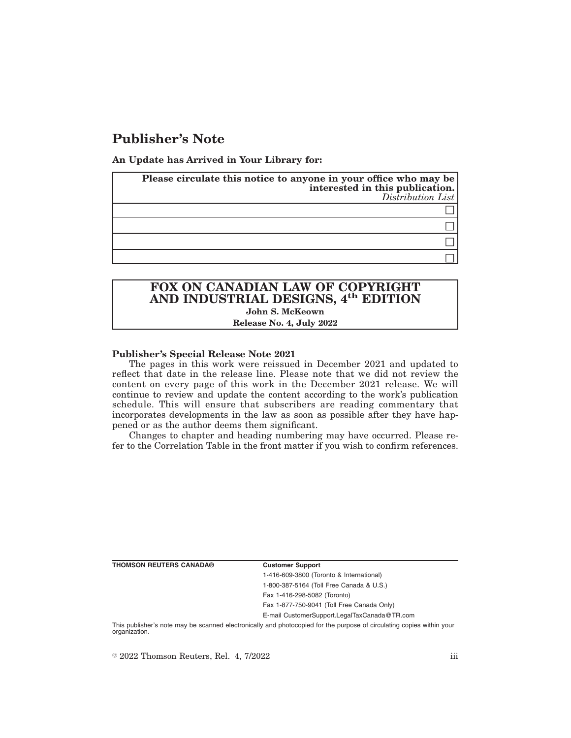# Publisher's Note

**An Update has Arrived in Your Library for:**

| **Please circulate this notice to anyone in your office who may be interested in this publication.** *Distribution List* |
|---|
| ☐ |
| ☐ |
| ☐ |
| ☐ |

## FOX ON CANADIAN LAW OF COPYRIGHT AND INDUSTRIAL DESIGNS, 4th EDITION

**John S. McKeown**

**Release No. 4, July 2022**

**Publisher's Special Release Note 2021**

The pages in this work were reissued in December 2021 and updated to reflect that date in the release line. Please note that we did not review the content on every page of this work in the December 2021 release. We will continue to review and update the content according to the work's publication schedule. This will ensure that subscribers are reading commentary that incorporates developments in the law as soon as possible after they have happened or as the author deems them significant.

Changes to chapter and heading numbering may have occurred. Please refer to the Correlation Table in the front matter if you wish to confirm references.

**THOMSON REUTERS CANADA®**

**Customer Support**

1-416-609-3800 (Toronto & International)

1-800-387-5164 (Toll Free Canada & U.S.)

Fax 1-416-298-5082 (Toronto)

Fax 1-877-750-9041 (Toll Free Canada Only)

E-mail CustomerSupport.LegalTaxCanada@TR.com

This publisher's note may be scanned electronically and photocopied for the purpose of circulating copies within your organization.

© 2022 Thomson Reuters, Rel. 4, 7/2022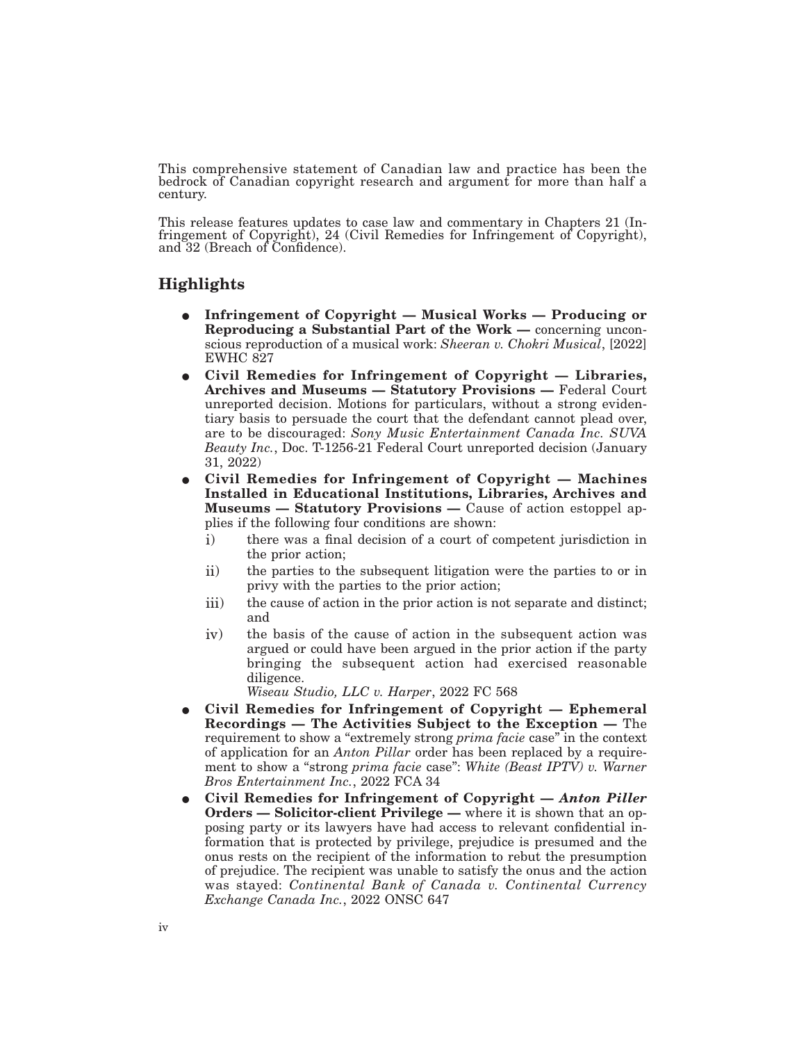This comprehensive statement of Canadian law and practice has been the bedrock of Canadian copyright research and argument for more than half a century.

This release features updates to case law and commentary in Chapters 21 (Infringement of Copyright), 24 (Civil Remedies for Infringement of Copyright), and 32 (Breach of Confidence).

## Highlights

- **Infringement of Copyright — Musical Works — Producing or Reproducing a Substantial Part of the Work —** concerning unconscious reproduction of a musical work: *Sheeran v. Chokri Musical*, [2022] EWHC 827
- **Civil Remedies for Infringement of Copyright — Libraries, Archives and Museums — Statutory Provisions —** Federal Court unreported decision. Motions for particulars, without a strong evidentiary basis to persuade the court that the defendant cannot plead over, are to be discouraged: *Sony Music Entertainment Canada Inc. SUVA Beauty Inc.*, Doc. T-1256-21 Federal Court unreported decision (January 31, 2022)
- **Civil Remedies for Infringement of Copyright — Machines Installed in Educational Institutions, Libraries, Archives and Museums — Statutory Provisions —** Cause of action estoppel applies if the following four conditions are shown:
  - i) there was a final decision of a court of competent jurisdiction in the prior action;
  - ii) the parties to the subsequent litigation were the parties to or in privy with the parties to the prior action;
  - iii) the cause of action in the prior action is not separate and distinct; and
  - iv) the basis of the cause of action in the subsequent action was argued or could have been argued in the prior action if the party bringing the subsequent action had exercised reasonable diligence.

  *Wiseau Studio, LLC v. Harper*, 2022 FC 568
- **Civil Remedies for Infringement of Copyright — Ephemeral Recordings — The Activities Subject to the Exception —** The requirement to show a "extremely strong *prima facie* case" in the context of application for an *Anton Pillar* order has been replaced by a requirement to show a "strong *prima facie* case": *White (Beast IPTV) v. Warner Bros Entertainment Inc.*, 2022 FCA 34
- **Civil Remedies for Infringement of Copyright — *Anton Piller* Orders — Solicitor-client Privilege —** where it is shown that an opposing party or its lawyers have had access to relevant confidential information that is protected by privilege, prejudice is presumed and the onus rests on the recipient of the information to rebut the presumption of prejudice. The recipient was unable to satisfy the onus and the action was stayed: *Continental Bank of Canada v. Continental Currency Exchange Canada Inc.*, 2022 ONSC 647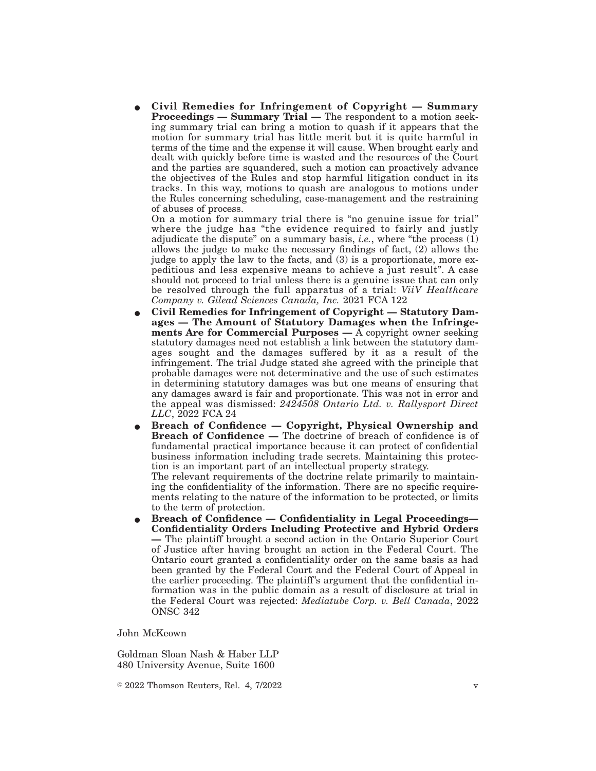- **Civil Remedies for Infringement of Copyright — Summary Proceedings — Summary Trial —** The respondent to a motion seeking summary trial can bring a motion to quash if it appears that the motion for summary trial has little merit but it is quite harmful in terms of the time and the expense it will cause. When brought early and dealt with quickly before time is wasted and the resources of the Court and the parties are squandered, such a motion can proactively advance the objectives of the Rules and stop harmful litigation conduct in its tracks. In this way, motions to quash are analogous to motions under the Rules concerning scheduling, case-management and the restraining of abuses of process.

  On a motion for summary trial there is "no genuine issue for trial" where the judge has "the evidence required to fairly and justly adjudicate the dispute" on a summary basis, *i.e.*, where "the process (1) allows the judge to make the necessary findings of fact, (2) allows the judge to apply the law to the facts, and (3) is a proportionate, more expeditious and less expensive means to achieve a just result". A case should not proceed to trial unless there is a genuine issue that can only be resolved through the full apparatus of a trial: *ViiV Healthcare Company v. Gilead Sciences Canada, Inc.* 2021 FCA 122

- **Civil Remedies for Infringement of Copyright — Statutory Damages — The Amount of Statutory Damages when the Infringements Are for Commercial Purposes —** A copyright owner seeking statutory damages need not establish a link between the statutory damages sought and the damages suffered by it as a result of the infringement. The trial Judge stated she agreed with the principle that probable damages were not determinative and the use of such estimates in determining statutory damages was but one means of ensuring that any damages award is fair and proportionate. This was not in error and the appeal was dismissed: *2424508 Ontario Ltd. v. Rallysport Direct LLC*, 2022 FCA 24

- **Breach of Confidence — Copyright, Physical Ownership and Breach of Confidence —** The doctrine of breach of confidence is of fundamental practical importance because it can protect of confidential business information including trade secrets. Maintaining this protection is an important part of an intellectual property strategy.

  The relevant requirements of the doctrine relate primarily to maintaining the confidentiality of the information. There are no specific requirements relating to the nature of the information to be protected, or limits to the term of protection.

- **Breach of Confidence — Confidentiality in Legal Proceedings— Confidentiality Orders Including Protective and Hybrid Orders —** The plaintiff brought a second action in the Ontario Superior Court of Justice after having brought an action in the Federal Court. The Ontario court granted a confidentiality order on the same basis as had been granted by the Federal Court and the Federal Court of Appeal in the earlier proceeding. The plaintiff's argument that the confidential information was in the public domain as a result of disclosure at trial in the Federal Court was rejected: *Mediatube Corp. v. Bell Canada*, 2022 ONSC 342

John McKeown

Goldman Sloan Nash & Haber LLP
480 University Avenue, Suite 1600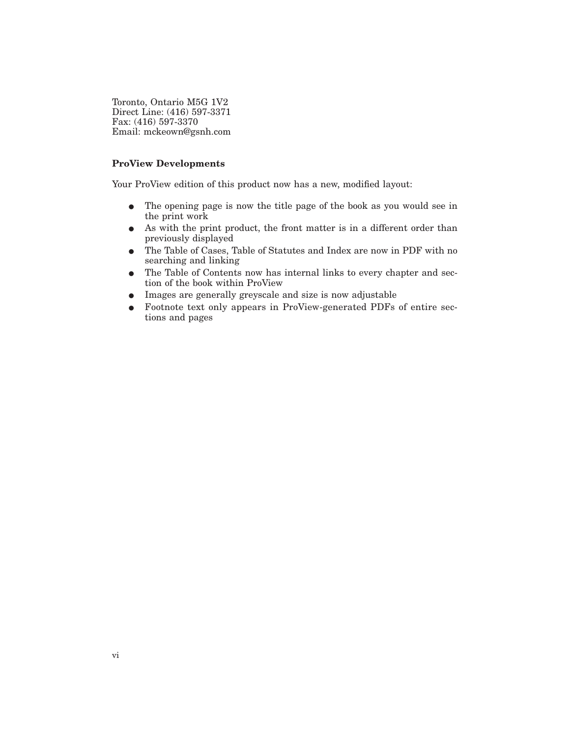Toronto, Ontario M5G 1V2
Direct Line: (416) 597-3371
Fax: (416) 597-3370
Email: mckeown@gsnh.com

**ProView Developments**

Your ProView edition of this product now has a new, modified layout:

- The opening page is now the title page of the book as you would see in the print work
- As with the print product, the front matter is in a different order than previously displayed
- The Table of Cases, Table of Statutes and Index are now in PDF with no searching and linking
- The Table of Contents now has internal links to every chapter and section of the book within ProView
- Images are generally greyscale and size is now adjustable
- Footnote text only appears in ProView-generated PDFs of entire sections and pages